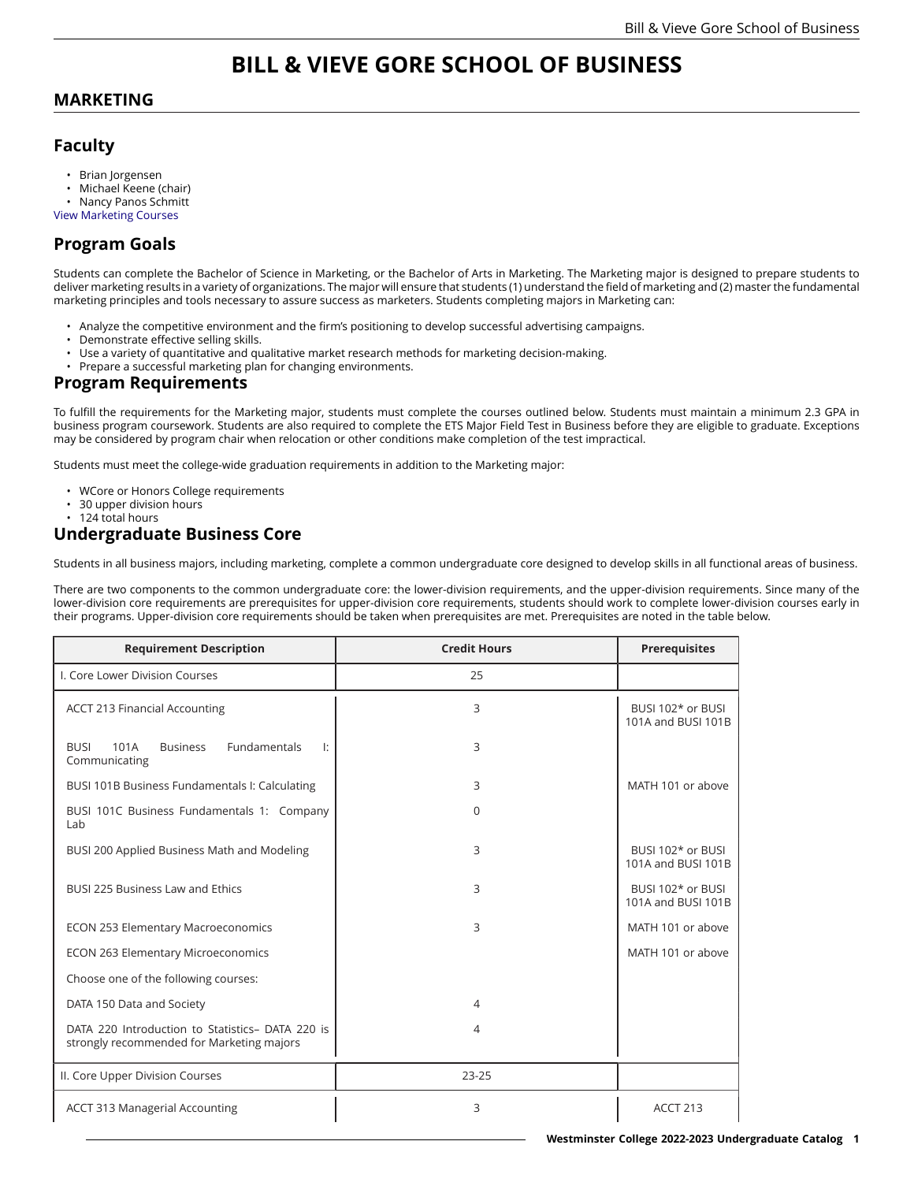# BILL & VIEVE GORE SCHOOL OF BUSINESS

## MARKETING

### Faculty

- Brian Jorgensen
- Michael Keene (chair)
- Nancy Panos Schmitt

View Marketing Courses

### Program Goals

Students can complete the Bachelor of Science in Marketing, or the Bachelor of Arts in Marketing. The Marketing major is designed to prepare students to deliver marketing results in a variety of organizations. The major will ensure that students (1) understand the field of marketing and (2) master the fundamental marketing principles and tools necessary to assure success as marketers. Students completing majors in Marketing can:

- Analyze the competitive environment and the firm's positioning to develop successful advertising campaigns.
- Demonstrate effective selling skills.
- Use a variety of quantitative and qualitative market research methods for marketing decision-making.
- Prepare a successful marketing plan for changing environments.

### Program Requirements

To fulfill the requirements for the Marketing major, students must complete the courses outlined below. Students must maintain a minimum 2.3 GPA in business program coursework. Students are also required to complete the ETS Major Field Test in Business before they are eligible to graduate. Exceptions may be considered by program chair when relocation or other conditions make completion of the test impractical.

Students must meet the college-wide graduation requirements in addition to the Marketing major:

- WCore or Honors College requirements
- 30 upper division hours
- 124 total hours

### Undergraduate Business Core

Students in all business majors, including marketing, complete a common undergraduate core designed to develop skills in all functional areas of business.

There are two components to the common undergraduate core: the lower-division requirements, and the upper-division requirements. Since many of the lower-division core requirements are prerequisites for upper-division core requirements, students should work to complete lower-division courses early in their programs. Upper-division core requirements should be taken when prerequisites are met. Prerequisites are noted in the table below.

| Requirement Description | Credit Hours | Prerequisites |
|---|---|---|
| I. Core Lower Division Courses | 25 | |
| ACCT 213 Financial Accounting | 3 | BUSI 102* or BUSI 101A and BUSI 101B |
| BUSI 101A Business Fundamentals I: Communicating | 3 | |
| BUSI 101B Business Fundamentals I: Calculating | 3 | MATH 101 or above |
| BUSI 101C Business Fundamentals 1: Company Lab | 0 | |
| BUSI 200 Applied Business Math and Modeling | 3 | BUSI 102* or BUSI 101A and BUSI 101B |
| BUSI 225 Business Law and Ethics | 3 | BUSI 102* or BUSI 101A and BUSI 101B |
| ECON 253 Elementary Macroeconomics | 3 | MATH 101 or above |
| ECON 263 Elementary Microeconomics | | MATH 101 or above |
| Choose one of the following courses: | | |
| DATA 150 Data and Society | 4 | |
| DATA 220 Introduction to Statistics– DATA 220 is strongly recommended for Marketing majors | 4 | |
| II. Core Upper Division Courses | 23-25 | |
| ACCT 313 Managerial Accounting | 3 | ACCT 213 |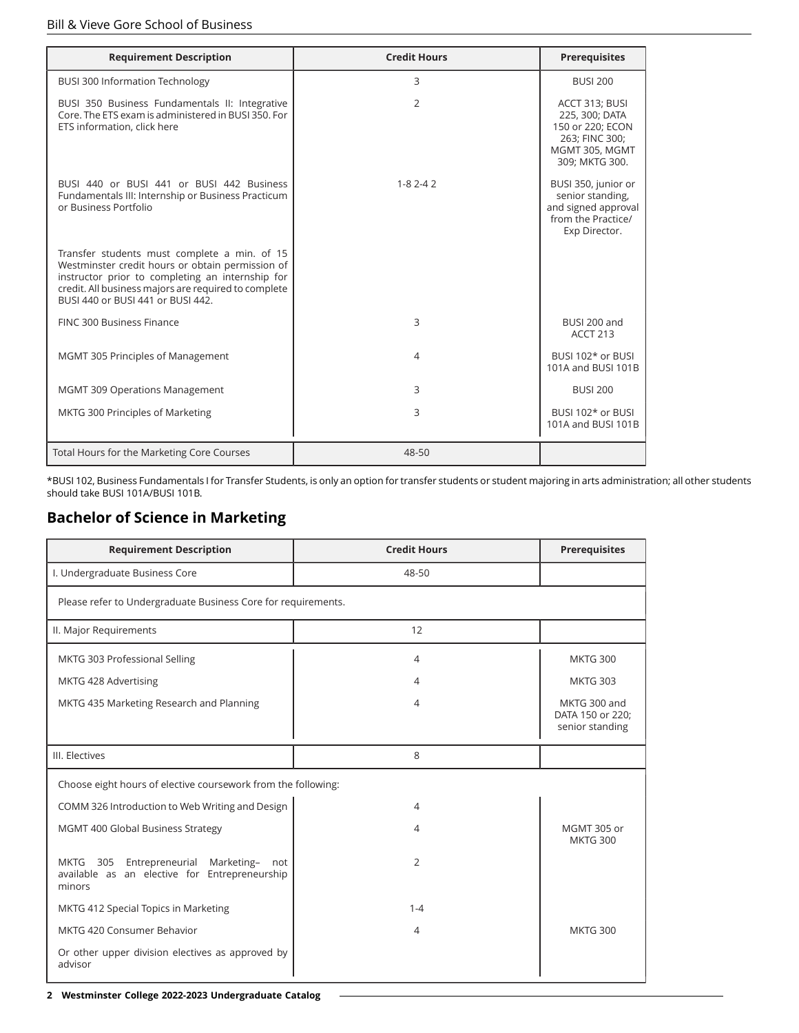| Requirement Description | Credit Hours | Prerequisites |
|---|---|---|
| BUSI 300 Information Technology | 3 | BUSI 200 |
| BUSI 350 Business Fundamentals II: Integrative Core. The ETS exam is administered in BUSI 350. For ETS information, click here | 2 | ACCT 313; BUSI 225, 300; DATA 150 or 220; ECON 263; FINC 300; MGMT 305, MGMT 309; MKTG 300. |
| BUSI 440 or BUSI 441 or BUSI 442 Business Fundamentals III: Internship or Business Practicum or Business Portfolio | 1-8 2-4 2 | BUSI 350, junior or senior standing, and signed approval from the Practice/ Exp Director. |
| Transfer students must complete a min. of 15 Westminster credit hours or obtain permission of instructor prior to completing an internship for credit. All business majors are required to complete BUSI 440 or BUSI 441 or BUSI 442. | | |
| FINC 300 Business Finance | 3 | BUSI 200 and ACCT 213 |
| MGMT 305 Principles of Management | 4 | BUSI 102* or BUSI 101A and BUSI 101B |
| MGMT 309 Operations Management | 3 | BUSI 200 |
| MKTG 300 Principles of Marketing | 3 | BUSI 102* or BUSI 101A and BUSI 101B |
| Total Hours for the Marketing Core Courses | 48-50 | |

*BUSI 102, Business Fundamentals I for Transfer Students, is only an option for transfer students or student majoring in arts administration; all other students should take BUSI 101A/BUSI 101B.

## Bachelor of Science in Marketing

| Requirement Description | Credit Hours | Prerequisites |
|---|---|---|
| I. Undergraduate Business Core | 48-50 | |
| Please refer to Undergraduate Business Core for requirements. | | |
| II. Major Requirements | 12 | |
| MKTG 303 Professional Selling | 4 | MKTG 300 |
| MKTG 428 Advertising | 4 | MKTG 303 |
| MKTG 435 Marketing Research and Planning | 4 | MKTG 300 and DATA 150 or 220; senior standing |
| III. Electives | 8 | |
| Choose eight hours of elective coursework from the following: | | |
| COMM 326 Introduction to Web Writing and Design | 4 | |
| MGMT 400 Global Business Strategy | 4 | MGMT 305 or MKTG 300 |
| MKTG 305 Entrepreneurial Marketing– not available as an elective for Entrepreneurship minors | 2 | |
| MKTG 412 Special Topics in Marketing | 1-4 | |
| MKTG 420 Consumer Behavior | 4 | MKTG 300 |
| Or other upper division electives as approved by advisor | | |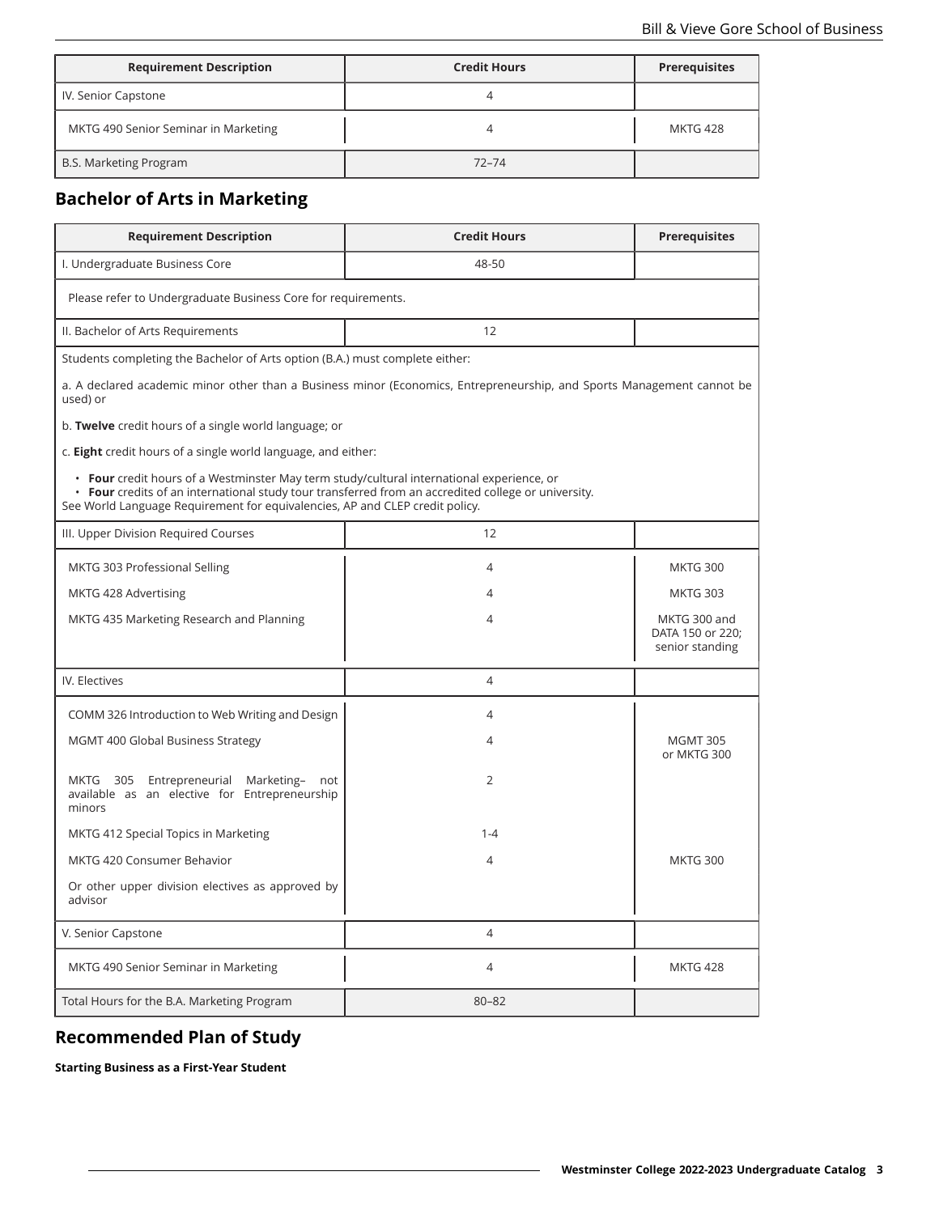| Requirement Description | Credit Hours | Prerequisites |
|---|---|---|
| IV. Senior Capstone | 4 | |
| MKTG 490 Senior Seminar in Marketing | 4 | MKTG 428 |
| B.S. Marketing Program | 72–74 | |

## Bachelor of Arts in Marketing

| Requirement Description | Credit Hours | Prerequisites |
|---|---|---|
| I. Undergraduate Business Core | 48-50 | |
| Please refer to Undergraduate Business Core for requirements. | | |
| II. Bachelor of Arts Requirements | 12 | |
| Students completing the Bachelor of Arts option (B.A.) must complete either:<br><br>a. A declared academic minor other than a Business minor (Economics, Entrepreneurship, and Sports Management cannot be used) or<br><br>b. **Twelve** credit hours of a single world language; or<br><br>c. **Eight** credit hours of a single world language, and either:<br><br>• **Four** credit hours of a Westminster May term study/cultural international experience, or<br>• **Four** credits of an international study tour transferred from an accredited college or university.<br>See World Language Requirement for equivalencies, AP and CLEP credit policy. | | |
| III. Upper Division Required Courses | 12 | |
| MKTG 303 Professional Selling | 4 | MKTG 300 |
| MKTG 428 Advertising | 4 | MKTG 303 |
| MKTG 435 Marketing Research and Planning | 4 | MKTG 300 and DATA 150 or 220; senior standing |
| IV. Electives | 4 | |
| COMM 326 Introduction to Web Writing and Design | 4 | |
| MGMT 400 Global Business Strategy | 4 | MGMT 305 or MKTG 300 |
| MKTG 305 Entrepreneurial Marketing– not available as an elective for Entrepreneurship minors | 2 | |
| MKTG 412 Special Topics in Marketing | 1-4 | |
| MKTG 420 Consumer Behavior | 4 | MKTG 300 |
| Or other upper division electives as approved by advisor | | |
| V. Senior Capstone | 4 | |
| MKTG 490 Senior Seminar in Marketing | 4 | MKTG 428 |
| Total Hours for the B.A. Marketing Program | 80–82 | |

## Recommended Plan of Study

**Starting Business as a First-Year Student**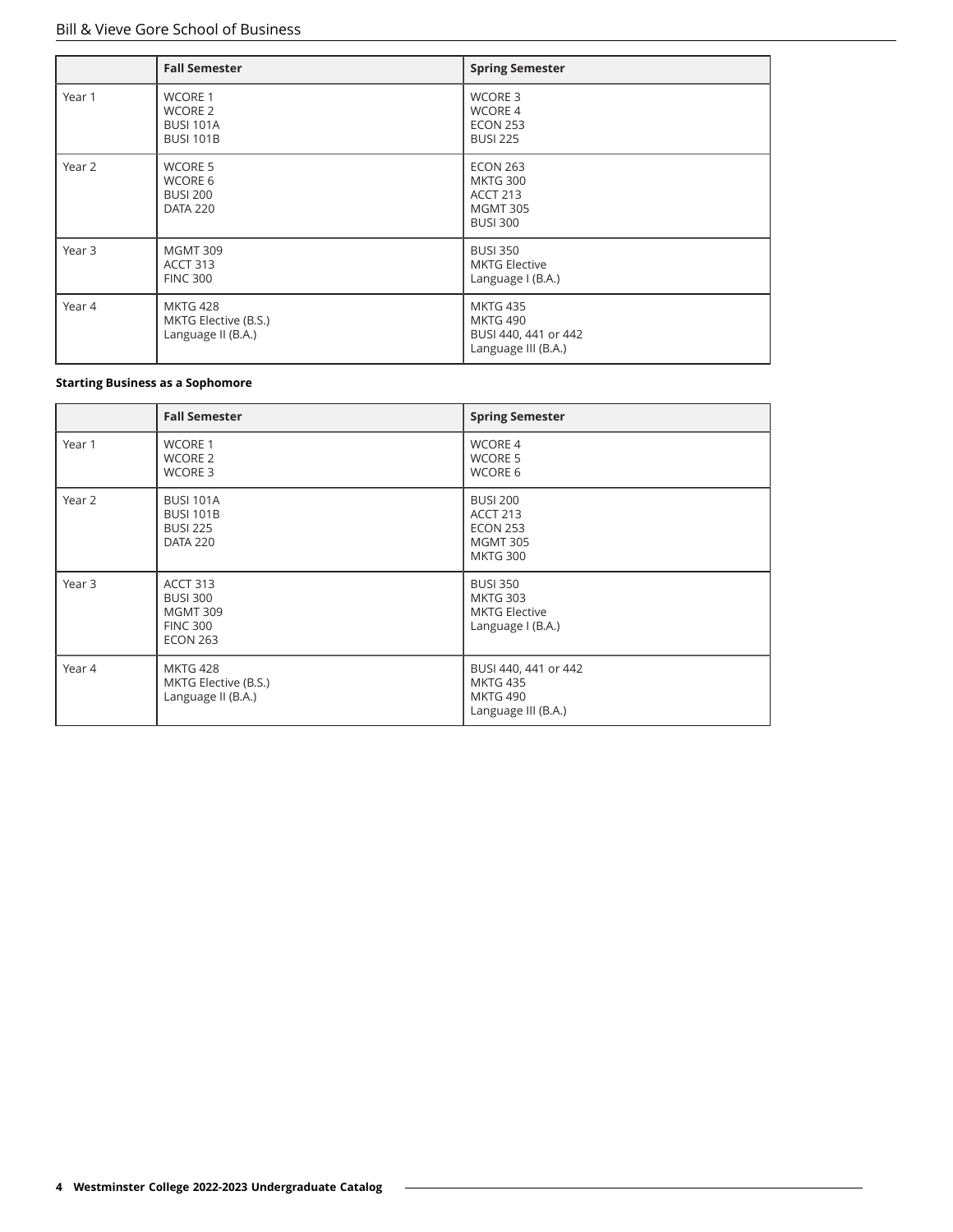| | Fall Semester | Spring Semester |
|---|---|---|
| Year 1 | WCORE 1<br>WCORE 2<br>BUSI 101A<br>BUSI 101B | WCORE 3<br>WCORE 4<br>ECON 253<br>BUSI 225 |
| Year 2 | WCORE 5<br>WCORE 6<br>BUSI 200<br>DATA 220 | ECON 263<br>MKTG 300<br>ACCT 213<br>MGMT 305<br>BUSI 300 |
| Year 3 | MGMT 309<br>ACCT 313<br>FINC 300 | BUSI 350<br>MKTG Elective<br>Language I (B.A.) |
| Year 4 | MKTG 428<br>MKTG Elective (B.S.)<br>Language II (B.A.) | MKTG 435<br>MKTG 490<br>BUSI 440, 441 or 442<br>Language III (B.A.) |

**Starting Business as a Sophomore**

| | Fall Semester | Spring Semester |
|---|---|---|
| Year 1 | WCORE 1<br>WCORE 2<br>WCORE 3 | WCORE 4<br>WCORE 5<br>WCORE 6 |
| Year 2 | BUSI 101A<br>BUSI 101B<br>BUSI 225<br>DATA 220 | BUSI 200<br>ACCT 213<br>ECON 253<br>MGMT 305<br>MKTG 300 |
| Year 3 | ACCT 313<br>BUSI 300<br>MGMT 309<br>FINC 300<br>ECON 263 | BUSI 350<br>MKTG 303<br>MKTG Elective<br>Language I (B.A.) |
| Year 4 | MKTG 428<br>MKTG Elective (B.S.)<br>Language II (B.A.) | BUSI 440, 441 or 442<br>MKTG 435<br>MKTG 490<br>Language III (B.A.) |